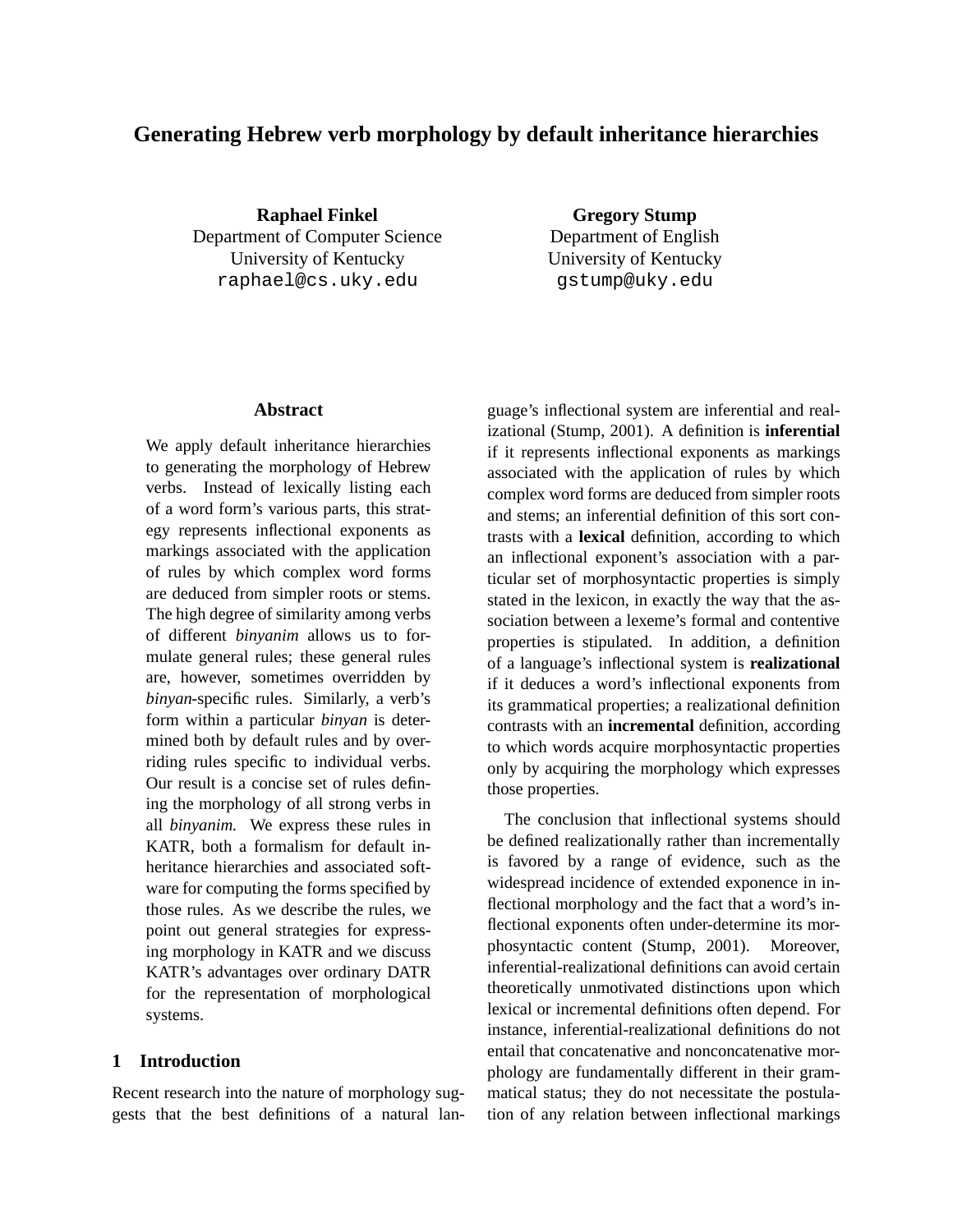# Generating Hebrew verb morphology by default inheritance hierarchies

**Raphael Finkel**
Department of Computer Science
University of Kentucky
raphael@cs.uky.edu

**Gregory Stump**
Department of English
University of Kentucky
gstump@uky.edu

## Abstract

We apply default inheritance hierarchies to generating the morphology of Hebrew verbs. Instead of lexically listing each of a word form's various parts, this strategy represents inflectional exponents as markings associated with the application of rules by which complex word forms are deduced from simpler roots or stems. The high degree of similarity among verbs of different *binyanim* allows us to formulate general rules; these general rules are, however, sometimes overridden by *binyan*-specific rules. Similarly, a verb's form within a particular *binyan* is determined both by default rules and by overriding rules specific to individual verbs. Our result is a concise set of rules defining the morphology of all strong verbs in all *binyanim.* We express these rules in KATR, both a formalism for default inheritance hierarchies and associated software for computing the forms specified by those rules. As we describe the rules, we point out general strategies for expressing morphology in KATR and we discuss KATR's advantages over ordinary DATR for the representation of morphological systems.

## 1 Introduction

Recent research into the nature of morphology suggests that the best definitions of a natural language's inflectional system are inferential and realizational (Stump, 2001). A definition is **inferential** if it represents inflectional exponents as markings associated with the application of rules by which complex word forms are deduced from simpler roots and stems; an inferential definition of this sort contrasts with a **lexical** definition, according to which an inflectional exponent's association with a particular set of morphosyntactic properties is simply stated in the lexicon, in exactly the way that the association between a lexeme's formal and contentive properties is stipulated. In addition, a definition of a language's inflectional system is **realizational** if it deduces a word's inflectional exponents from its grammatical properties; a realizational definition contrasts with an **incremental** definition, according to which words acquire morphosyntactic properties only by acquiring the morphology which expresses those properties.

The conclusion that inflectional systems should be defined realizationally rather than incrementally is favored by a range of evidence, such as the widespread incidence of extended exponence in inflectional morphology and the fact that a word's inflectional exponents often under-determine its morphosyntactic content (Stump, 2001). Moreover, inferential-realizational definitions can avoid certain theoretically unmotivated distinctions upon which lexical or incremental definitions often depend. For instance, inferential-realizational definitions do not entail that concatenative and nonconcatenative morphology are fundamentally different in their grammatical status; they do not necessitate the postulation of any relation between inflectional markings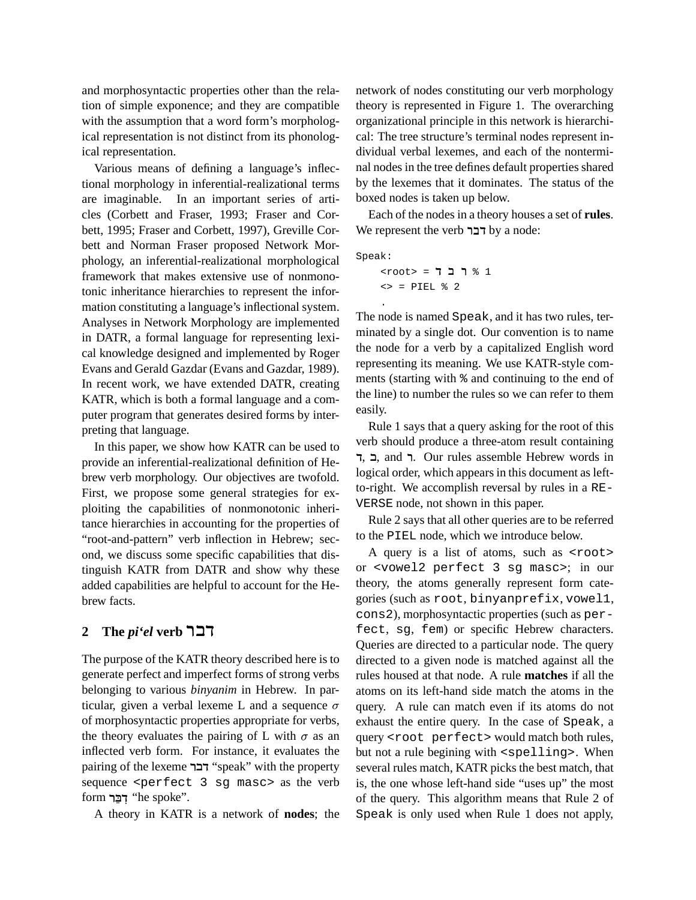and morphosyntactic properties other than the relation of simple exponence; and they are compatible with the assumption that a word form's morphological representation is not distinct from its phonological representation.

Various means of defining a language's inflectional morphology in inferential-realizational terms are imaginable. In an important series of articles (Corbett and Fraser, 1993; Fraser and Corbett, 1995; Fraser and Corbett, 1997), Greville Corbett and Norman Fraser proposed Network Morphology, an inferential-realizational morphological framework that makes extensive use of nonmonotonic inheritance hierarchies to represent the information constituting a language's inflectional system. Analyses in Network Morphology are implemented in DATR, a formal language for representing lexical knowledge designed and implemented by Roger Evans and Gerald Gazdar (Evans and Gazdar, 1989). In recent work, we have extended DATR, creating KATR, which is both a formal language and a computer program that generates desired forms by interpreting that language.

In this paper, we show how KATR can be used to provide an inferential-realizational definition of Hebrew verb morphology. Our objectives are twofold. First, we propose some general strategies for exploiting the capabilities of nonmonotonic inheritance hierarchies in accounting for the properties of "root-and-pattern" verb inflection in Hebrew; second, we discuss some specific capabilities that distinguish KATR from DATR and show why these added capabilities are helpful to account for the Hebrew facts.

## 2 The *pi'el* verb דבר

The purpose of the KATR theory described here is to generate perfect and imperfect forms of strong verbs belonging to various *binyanim* in Hebrew. In particular, given a verbal lexeme L and a sequence $\sigma$ of morphosyntactic properties appropriate for verbs, the theory evaluates the pairing of L with $\sigma$ as an inflected verb form. For instance, it evaluates the pairing of the lexeme דבר "speak" with the property sequence `<perfect 3 sg masc>` as the verb form דִּבֵּר "he spoke".

A theory in KATR is a network of **nodes**; the network of nodes constituting our verb morphology theory is represented in Figure 1. The overarching organizational principle in this network is hierarchical: The tree structure's terminal nodes represent individual verbal lexemes, and each of the nonterminal nodes in the tree defines default properties shared by the lexemes that it dominates. The status of the boxed nodes is taken up below.

Each of the nodes in a theory houses a set of **rules**. We represent the verb דבר by a node:

```
Speak:
    <root> = ד ב ר % 1
    <> = PIEL % 2
    .
```

The node is named `Speak`, and it has two rules, terminated by a single dot. Our convention is to name the node for a verb by a capitalized English word representing its meaning. We use KATR-style comments (starting with `%` and continuing to the end of the line) to number the rules so we can refer to them easily.

Rule 1 says that a query asking for the root of this verb should produce a three-atom result containing ד, ב, and ר. Our rules assemble Hebrew words in logical order, which appears in this document as left-to-right. We accomplish reversal by rules in a `REVERSE` node, not shown in this paper.

Rule 2 says that all other queries are to be referred to the `PIEL` node, which we introduce below.

A query is a list of atoms, such as `<root>` or `<vowel2 perfect 3 sg masc>`; in our theory, the atoms generally represent form categories (such as `root`, `binyanprefix`, `vowel1`, `cons2`), morphosyntactic properties (such as `perfect`, `sg`, `fem`) or specific Hebrew characters. Queries are directed to a particular node. The query directed to a given node is matched against all the rules housed at that node. A rule **matches** if all the atoms on its left-hand side match the atoms in the query. A rule can match even if its atoms do not exhaust the entire query. In the case of `Speak`, a query `<root perfect>` would match both rules, but not a rule begining with `<spelling>`. When several rules match, KATR picks the best match, that is, the one whose left-hand side "uses up" the most of the query. This algorithm means that Rule 2 of `Speak` is only used when Rule 1 does not apply,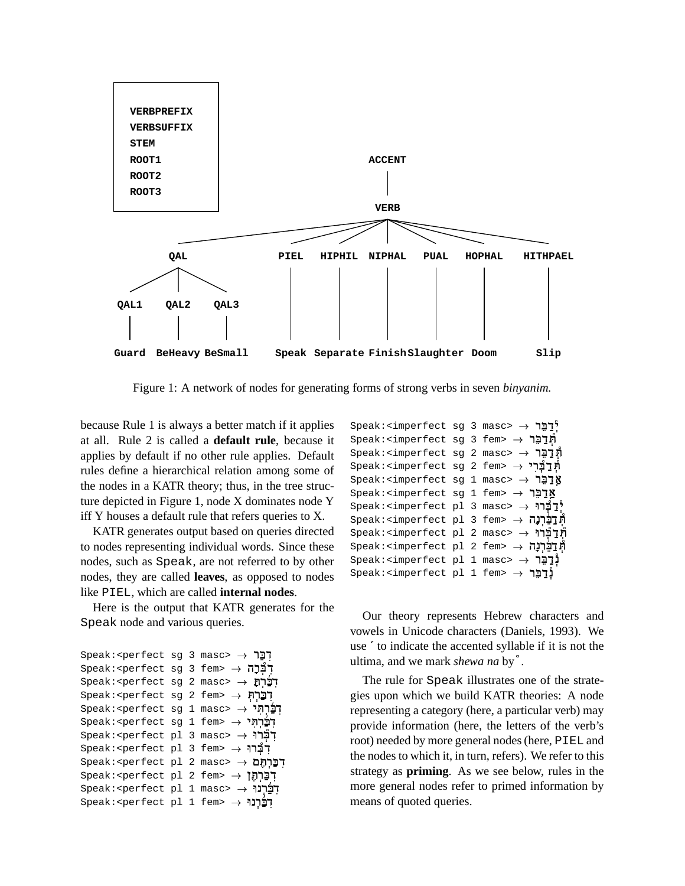```
VERBPREFIX
VERBSUFFIX
STEM
ROOT1
ROOT2
ROOT3

                              ACCENT
                                |
                               VERB
   ______________________________|______________________________
  |        |        |        |        |        |              |
 QAL     PIEL    HIPHIL   NIPHAL    PUAL    HOPHAL       HITHPAEL
  |        |        |        |        |        |              |
QAL1 QAL2 QAL3     |        |        |        |              |
  |    |    |      |        |        |        |              |
Guard BeHeavy BeSmall Speak Separate Finish Slaughter Doom  Slip
```

Figure 1: A network of nodes for generating forms of strong verbs in seven *binyanim.*

because Rule 1 is always a better match if it applies at all. Rule 2 is called a **default rule**, because it applies by default if no other rule applies. Default rules define a hierarchical relation among some of the nodes in a KATR theory; thus, in the tree structure depicted in Figure 1, node X dominates node Y iff Y houses a default rule that refers queries to X.

KATR generates output based on queries directed to nodes representing individual words. Since these nodes, such as `Speak`, are not referred to by other nodes, they are called **leaves**, as opposed to nodes like `PIEL`, which are called **internal nodes**.

Here is the output that KATR generates for the `Speak` node and various queries.

```
Speak:<perfect sg 3 masc> → דִּבֵּר
Speak:<perfect sg 3 fem> → דִּבְּ֯רָה
Speak:<perfect sg 2 masc> → דִּבַּ֫רְתָּ
Speak:<perfect sg 2 fem> → דִּבַּרְתְּ
Speak:<perfect sg 1 masc> → דִּבַּ֫רְתִּי
Speak:<perfect sg 1 fem> → דִּבַּ֫רְתִּי
Speak:<perfect pl 3 masc> → דִּבְּ֯רוּ
Speak:<perfect pl 3 fem> → דִּבְּ֯רוּ
Speak:<perfect pl 2 masc> → דִּבַּרְתֶּם
Speak:<perfect pl 2 fem> → דִּבַּרְתֶּן
Speak:<perfect pl 1 masc> → דִּבַּ֫רְנוּ
Speak:<perfect pl 1 fem> → דִּבַּ֫רְנוּ
```

```
Speak:<imperfect sg 3 masc> → יְ֯דַבֵּר
Speak:<imperfect sg 3 fem> → תְּ֯דַבֵּר
Speak:<imperfect sg 2 masc> → תְּ֯דַבֵּר
Speak:<imperfect sg 2 fem> → תְּ֯דַבְּ֯רִי
Speak:<imperfect sg 1 masc> → אֲדַבֵּר
Speak:<imperfect sg 1 fem> → אֲדַבֵּר
Speak:<imperfect pl 3 masc> → יְ֯דַבְּ֯רוּ
Speak:<imperfect pl 3 fem> → תְּ֯דַבֵּ֫רְנָה
Speak:<imperfect pl 2 masc> → תְּ֯דַבְּ֯רוּ
Speak:<imperfect pl 2 fem> → תְּ֯דַבֵּ֫רְנָה
Speak:<imperfect pl 1 masc> → נְ֯דַבֵּר
Speak:<imperfect pl 1 fem> → נְ֯דַבֵּר
```

Our theory represents Hebrew characters and vowels in Unicode characters (Daniels, 1993). We use ´ to indicate the accented syllable if it is not the ultima, and we mark *shewa na* by ˚.

The rule for `Speak` illustrates one of the strategies upon which we build KATR theories: A node representing a category (here, a particular verb) may provide information (here, the letters of the verb's root) needed by more general nodes (here, `PIEL` and the nodes to which it, in turn, refers). We refer to this strategy as **priming**. As we see below, rules in the more general nodes refer to primed information by means of quoted queries.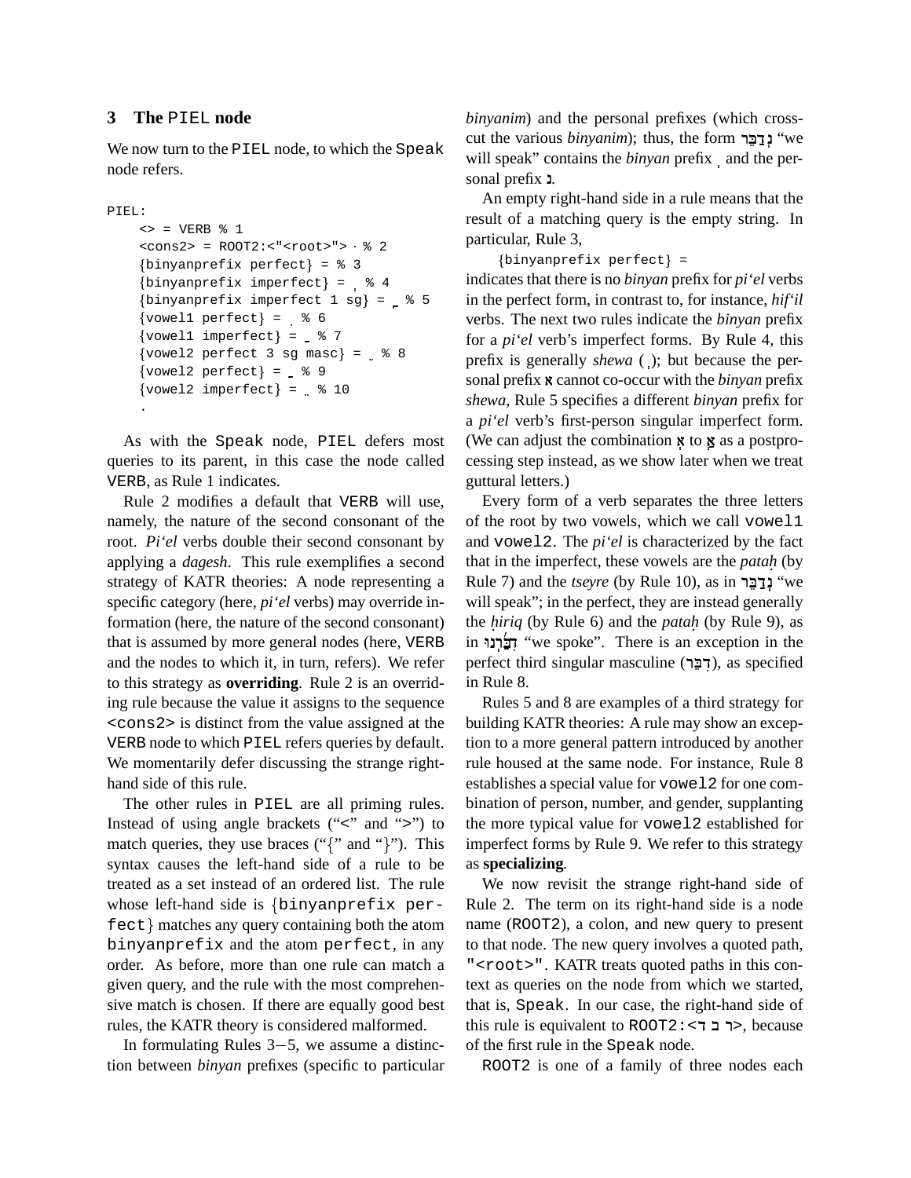## 3 The PIEL node

We now turn to the PIEL node, to which the Speak node refers.

```
PIEL:
    <> = VERB % 1
    <cons2> = ROOT2:<"<root>"> · % 2
    {binyanprefix perfect} = % 3
    {binyanprefix imperfect} = ְ % 4
    {binyanprefix imperfect 1 sg} = ֲ % 5
    {vowel1 perfect} = ִ % 6
    {vowel1 imperfect} = ַ % 7
    {vowel2 perfect 3 sg masc} = ֵ % 8
    {vowel2 perfect} = ַ % 9
    {vowel2 imperfect} = ֵ % 10
    .
```

As with the Speak node, PIEL defers most queries to its parent, in this case the node called VERB, as Rule 1 indicates.

Rule 2 modifies a default that VERB will use, namely, the nature of the second consonant of the root. *Pi'el* verbs double their second consonant by applying a *dagesh*. This rule exemplifies a second strategy of KATR theories: A node representing a specific category (here, *pi'el* verbs) may override information (here, the nature of the second consonant) that is assumed by more general nodes (here, VERB and the nodes to which it, in turn, refers). We refer to this strategy as **overriding**. Rule 2 is an overriding rule because the value it assigns to the sequence <cons2> is distinct from the value assigned at the VERB node to which PIEL refers queries by default. We momentarily defer discussing the strange right-hand side of this rule.

The other rules in PIEL are all priming rules. Instead of using angle brackets ("<" and ">") to match queries, they use braces ("{" and "}"). This syntax causes the left-hand side of a rule to be treated as a set instead of an ordered list. The rule whose left-hand side is {binyanprefix perfect} matches any query containing both the atom binyanprefix and the atom perfect, in any order. As before, more than one rule can match a given query, and the rule with the most comprehensive match is chosen. If there are equally good best rules, the KATR theory is considered malformed.

In formulating Rules 3−5, we assume a distinction between *binyan* prefixes (specific to particular *binyanim*) and the personal prefixes (which cross-cut the various *binyanim*); thus, the form נְדַבֵּר "we will speak" contains the *binyan* prefix ְ and the personal prefix נ.

An empty right-hand side in a rule means that the result of a matching query is the empty string. In particular, Rule 3,

```
{binyanprefix perfect} =
```

indicates that there is no *binyan* prefix for *pi'el* verbs in the perfect form, in contrast to, for instance, *hif'il* verbs. The next two rules indicate the *binyan* prefix for a *pi'el* verb's imperfect forms. By Rule 4, this prefix is generally *shewa* ( ְ); but because the personal prefix א cannot co-occur with the *binyan* prefix *shewa*, Rule 5 specifies a different *binyan* prefix for a *pi'el* verb's first-person singular imperfect form. (We can adjust the combination אְ to אֲ as a postprocessing step instead, as we show later when we treat guttural letters.)

Every form of a verb separates the three letters of the root by two vowels, which we call vowel1 and vowel2. The *pi'el* is characterized by the fact that in the imperfect, these vowels are the *pataḥ* (by Rule 7) and the *tseyre* (by Rule 10), as in נְדַבֵּר "we will speak"; in the perfect, they are instead generally the *ḥiriq* (by Rule 6) and the *pataḥ* (by Rule 9), as in דִּבַּרְנוּ "we spoke". There is an exception in the perfect third singular masculine (דִּבֵּר), as specified in Rule 8.

Rules 5 and 8 are examples of a third strategy for building KATR theories: A rule may show an exception to a more general pattern introduced by another rule housed at the same node. For instance, Rule 8 establishes a special value for vowel2 for one combination of person, number, and gender, supplanting the more typical value for vowel2 established for imperfect forms by Rule 9. We refer to this strategy as **specializing**.

We now revisit the strange right-hand side of Rule 2. The term on its right-hand side is a node name (ROOT2), a colon, and new query to present to that node. The new query involves a quoted path, "<root>". KATR treats quoted paths in this context as queries on the node from which we started, that is, Speak. In our case, the right-hand side of this rule is equivalent to ROOT2:<ד ב ר>, because of the first rule in the Speak node.

ROOT2 is one of a family of three nodes each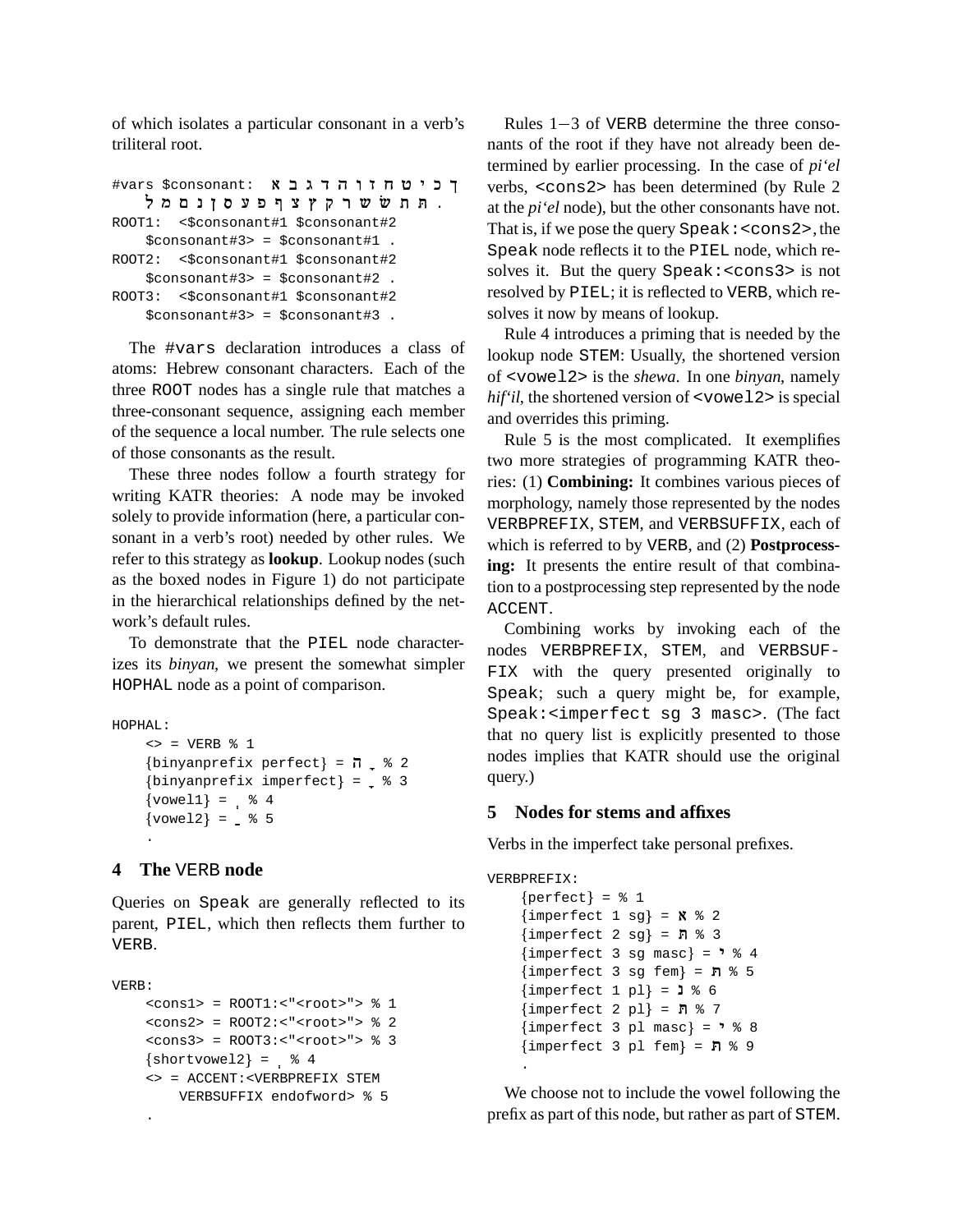of which isolates a particular consonant in a verb's triliteral root.

```
#vars $consonant: א ב ג ד ה ו ז ח ט י כ ך
    ל מ ם נ ן ס ע פ ף צ ץ ק ר ש שׂ ת תּ .
ROOT1: <$consonant#1 $consonant#2
    $consonant#3> = $consonant#1 .
ROOT2: <$consonant#1 $consonant#2
    $consonant#3> = $consonant#2 .
ROOT3: <$consonant#1 $consonant#2
    $consonant#3> = $consonant#3 .
```

The #vars declaration introduces a class of atoms: Hebrew consonant characters. Each of the three ROOT nodes has a single rule that matches a three-consonant sequence, assigning each member of the sequence a local number. The rule selects one of those consonants as the result.

These three nodes follow a fourth strategy for writing KATR theories: A node may be invoked solely to provide information (here, a particular consonant in a verb's root) needed by other rules. We refer to this strategy as **lookup**. Lookup nodes (such as the boxed nodes in Figure 1) do not participate in the hierarchical relationships defined by the network's default rules.

To demonstrate that the PIEL node characterizes its *binyan*, we present the somewhat simpler HOPHAL node as a point of comparison.

```
HOPHAL:
    <> = VERB % 1
    {binyanprefix perfect} = הָ % 2
    {binyanprefix imperfect} = ָ % 3
    {vowel1} = ְ % 4
    {vowel2} = ַ % 5
    .
```

## 4 The VERB node

Queries on Speak are generally reflected to its parent, PIEL, which then reflects them further to VERB.

```
VERB:
    <cons1> = ROOT1:<"<root>"> % 1
    <cons2> = ROOT2:<"<root>"> % 2
    <cons3> = ROOT3:<"<root>"> % 3
    {shortvowel2} = ְ % 4
    <> = ACCENT:<VERBPREFIX STEM
        VERBSUFFIX endofword> % 5
    .
```

Rules 1−3 of VERB determine the three consonants of the root if they have not already been determined by earlier processing. In the case of *pi'el* verbs, <cons2> has been determined (by Rule 2 at the *pi'el* node), but the other consonants have not. That is, if we pose the query Speak:<cons2>, the Speak node reflects it to the PIEL node, which resolves it. But the query Speak:<cons3> is not resolved by PIEL; it is reflected to VERB, which resolves it now by means of lookup.

Rule 4 introduces a priming that is needed by the lookup node STEM: Usually, the shortened version of <vowel2> is the *shewa*. In one *binyan*, namely *hif'il*, the shortened version of <vowel2> is special and overrides this priming.

Rule 5 is the most complicated. It exemplifies two more strategies of programming KATR theories: (1) **Combining:** It combines various pieces of morphology, namely those represented by the nodes VERBPREFIX, STEM, and VERBSUFFIX, each of which is referred to by VERB, and (2) **Postprocessing:** It presents the entire result of that combination to a postprocessing step represented by the node ACCENT.

Combining works by invoking each of the nodes VERBPREFIX, STEM, and VERBSUFFIX with the query presented originally to Speak; such a query might be, for example, Speak:<imperfect sg 3 masc>. (The fact that no query list is explicitly presented to those nodes implies that KATR should use the original query.)

## 5 Nodes for stems and affixes

Verbs in the imperfect take personal prefixes.

```
VERBPREFIX:
    {perfect} = % 1
    {imperfect 1 sg} = א % 2
    {imperfect 2 sg} = ת % 3
    {imperfect 3 sg masc} = י % 4
    {imperfect 3 sg fem} = ת % 5
    {imperfect 1 pl} = נ % 6
    {imperfect 2 pl} = ת % 7
    {imperfect 3 pl masc} = י % 8
    {imperfect 3 pl fem} = ת % 9
    .
```

We choose not to include the vowel following the prefix as part of this node, but rather as part of STEM.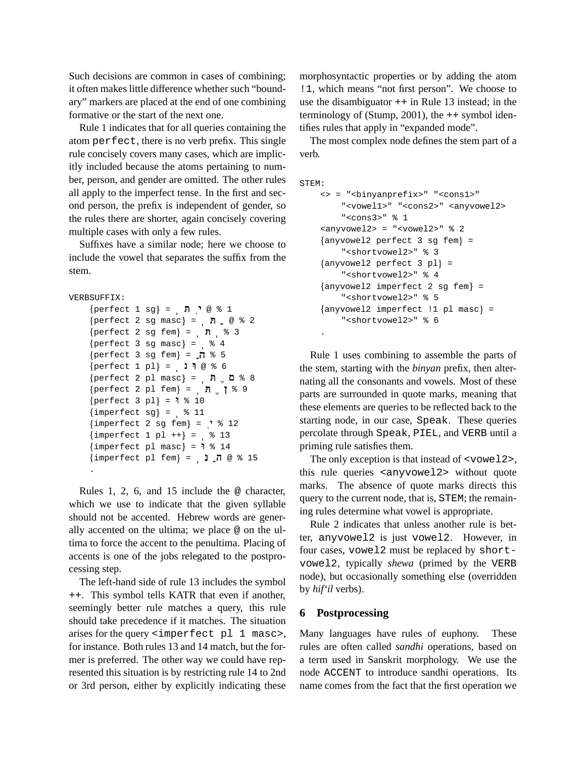Such decisions are common in cases of combining; it often makes little difference whether such "boundary" markers are placed at the end of one combining formative or the start of the next one.

Rule 1 indicates that for all queries containing the atom `perfect`, there is no verb prefix. This single rule concisely covers many cases, which are implicitly included because the atoms pertaining to number, person, and gender are omitted. The other rules all apply to the imperfect tense. In the first and second person, the prefix is independent of gender, so the rules there are shorter, again concisely covering multiple cases with only a few rules.

Suffixes have a similar node; here we choose to include the vowel that separates the suffix from the stem.

```
VERBSUFFIX:
    {perfect 1 sg} = ְ תִּי @ % 1
    {perfect 2 sg masc} = ְ תָּ @ % 2
    {perfect 2 sg fem} = ְ תְּ % 3
    {perfect 3 sg masc} = ְ % 4
    {perfect 3 sg fem} = ָה % 5
    {perfect 1 pl} = ְ נוּ @ % 6
    {perfect 2 pl masc} = ְ תֶּם % 8
    {perfect 2 pl fem} = ְ תֶּן % 9
    {perfect 3 pl} = וּ % 10
    {imperfect sg} = ְ % 11
    {imperfect 2 sg fem} = ִי % 12
    {imperfect 1 pl ++} = ְ % 13
    {imperfect pl masc} = וּ % 14
    {imperfect pl fem} = ְ נָה @ % 15
    .
```

Rules 1, 2, 6, and 15 include the @ character, which we use to indicate that the given syllable should not be accented. Hebrew words are generally accented on the ultima; we place @ on the ultima to force the accent to the penultima. Placing of accents is one of the jobs relegated to the postprocessing step.

The left-hand side of rule 13 includes the symbol `++`. This symbol tells KATR that even if another, seemingly better rule matches a query, this rule should take precedence if it matches. The situation arises for the query `<imperfect pl 1 masc>`, for instance. Both rules 13 and 14 match, but the former is preferred. The other way we could have represented this situation is by restricting rule 14 to 2nd or 3rd person, either by explicitly indicating these morphosyntactic properties or by adding the atom `!1`, which means "not first person". We choose to use the disambiguator `++` in Rule 13 instead; in the terminology of (Stump, 2001), the `++` symbol identifies rules that apply in "expanded mode".

The most complex node defines the stem part of a verb.

```
STEM:
    <> = "<binyanprefix>" "<cons1>"
        "<vowel1>" "<cons2>" <anyvowel2>
        "<cons3>" % 1
    <anyvowel2> = "<vowel2>" % 2
    {anyvowel2 perfect 3 sg fem} =
        "<shortvowel2>" % 3
    {anyvowel2 perfect 3 pl} =
        "<shortvowel2>" % 4
    {anyvowel2 imperfect 2 sg fem} =
        "<shortvowel2>" % 5
    {anyvowel2 imperfect !1 pl masc} =
        "<shortvowel2>" % 6
    .
```

Rule 1 uses combining to assemble the parts of the stem, starting with the *binyan* prefix, then alternating all the consonants and vowels. Most of these parts are surrounded in quote marks, meaning that these elements are queries to be reflected back to the starting node, in our case, `Speak`. These queries percolate through `Speak`, `PIEL`, and `VERB` until a priming rule satisfies them.

The only exception is that instead of `<vowel2>`, this rule queries `<anyvowel2>` without quote marks. The absence of quote marks directs this query to the current node, that is, `STEM`; the remaining rules determine what vowel is appropriate.

Rule 2 indicates that unless another rule is better, `anyvowel2` is just `vowel2`. However, in four cases, `vowel2` must be replaced by `shortvowel2`, typically *shewa* (primed by the `VERB` node), but occasionally something else (overridden by *hif'il* verbs).

## 6 Postprocessing

Many languages have rules of euphony. These rules are often called *sandhi* operations, based on a term used in Sanskrit morphology. We use the node `ACCENT` to introduce sandhi operations. Its name comes from the fact that the first operation we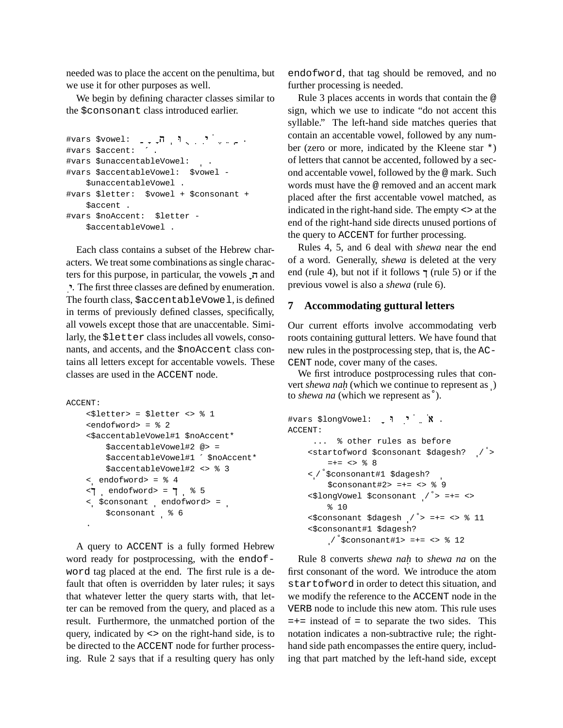needed was to place the accent on the penultima, but we use it for other purposes as well.

We begin by defining character classes similar to the $consonant class introduced earlier.

```
#vars $vowel:  ַ ָ ֵ ה ֶ וּ ֻ ִ ֹ י ִ ֹ ֱ ֲ ֳ .
#vars $accent:  ´ .
#vars $unaccentableVowel:  ְ .
#vars $accentableVowel:  $vowel -
    $unaccentableVowel .
#vars $letter:  $vowel + $consonant +
    $accent .
#vars $noAccent:  $letter -
    $accentableVowel .
```

Each class contains a subset of the Hebrew characters. We treat some combinations as single characters for this purpose, in particular, the vowels ָה and ִי. The first three classes are defined by enumeration. The fourth class, $accentableVowel, is defined in terms of previously defined classes, specifically, all vowels except those that are unaccentable. Similarly, the $letter class includes all vowels, consonants, and accents, and the $noAccent class contains all letters except for accentable vowels. These classes are used in the ACCENT node.

```
ACCENT:
    <$letter> = $letter <> % 1
    <endofword> = % 2
    <$accentableVowel#1 $noAccent*
        $accentableVowel#2 @> =
        $accentableVowel#1 ´ $noAccent*
        $accentableVowel#2 <> % 3
    < ְ endofword> = % 4
    <ך ְ endofword> = ך ְ % 5
    < ְ $consonant ְ endofword> = ְ
        $consonant ְ % 6
    .
```

A query to ACCENT is a fully formed Hebrew word ready for postprocessing, with the endofword tag placed at the end. The first rule is a default that often is overridden by later rules; it says that whatever letter the query starts with, that letter can be removed from the query, and placed as a result. Furthermore, the unmatched portion of the query, indicated by <> on the right-hand side, is to be directed to the ACCENT node for further processing. Rule 2 says that if a resulting query has only endofword, that tag should be removed, and no further processing is needed.

Rule 3 places accents in words that contain the @ sign, which we use to indicate "do not accent this syllable." The left-hand side matches queries that contain an accentable vowel, followed by any number (zero or more, indicated by the Kleene star *) of letters that cannot be accented, followed by a second accentable vowel, followed by the @ mark. Such words must have the @ removed and an accent mark placed after the first accentable vowel matched, as indicated in the right-hand side. The empty <> at the end of the right-hand side directs unused portions of the query to ACCENT for further processing.

Rules 4, 5, and 6 deal with *shewa* near the end of a word. Generally, *shewa* is deleted at the very end (rule 4), but not if it follows ך (rule 5) or if the previous vowel is also a *shewa* (rule 6).

## 7 Accommodating guttural letters

Our current efforts involve accommodating verb roots containing guttural letters. We have found that new rules in the postprocessing step, that is, the ACCENT node, cover many of the cases.

We first introduce postprocessing rules that convert *shewa naḥ* (which we continue to represent as ְ) to *shewa na* (which we represent as ˚).

```
#vars $longVowel:  ָ וּ ִי ֵ ֹ אֹ .
ACCENT:
    ... % other rules as before
    <startofword $consonant $dagesh? ְ/˚>
        =+= <> % 8
    < ְ/˚$consonant#1 $dagesh? ְ
        $consonant#2> =+= <> % 9
    <$longVowel $consonant ְ/˚> =+= <>
        % 10
    <$consonant $dagesh ְ/˚> =+= <> % 11
    <$consonant#1 $dagesh?
        ְ/˚$consonant#1> =+= <> % 12
```

Rule 8 converts *shewa naḥ* to *shewa na* on the first consonant of the word. We introduce the atom startofword in order to detect this situation, and we modify the reference to the ACCENT node in the VERB node to include this new atom. This rule uses =+= instead of = to separate the two sides. This notation indicates a non-subtractive rule; the right-hand side path encompasses the entire query, including that part matched by the left-hand side, except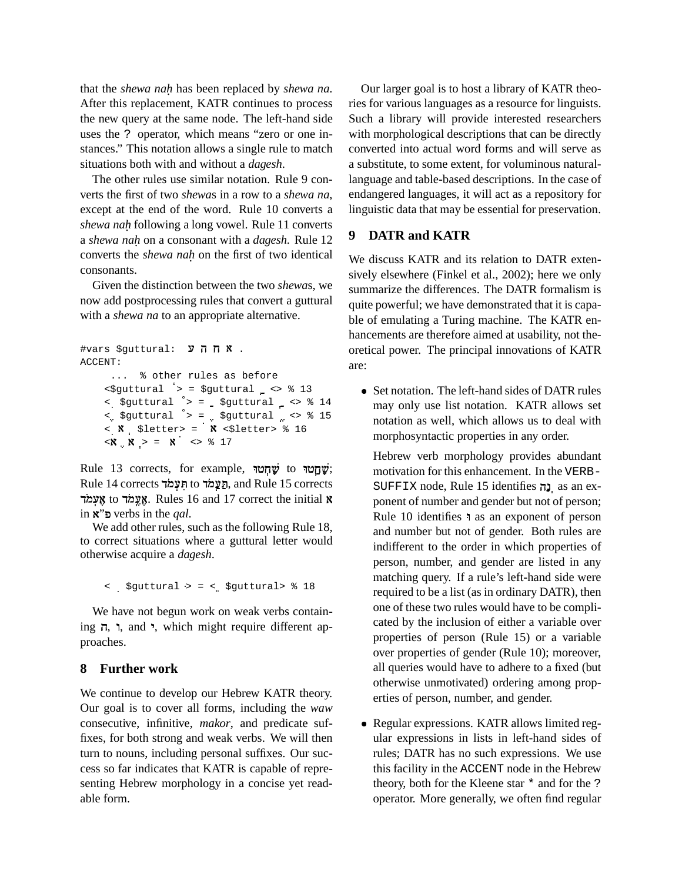that the *shewa naḥ* has been replaced by *shewa na*. After this replacement, KATR continues to process the new query at the same node. The left-hand side uses the ? operator, which means "zero or one instances." This notation allows a single rule to match situations both with and without a *dagesh*.

The other rules use similar notation. Rule 9 converts the first of two *shewa*s in a row to a *shewa na*, except at the end of the word. Rule 10 converts a *shewa naḥ* following a long vowel. Rule 11 converts a *shewa naḥ* on a consonant with a *dagesh*. Rule 12 converts the *shewa naḥ* on the first of two identical consonants.

Given the distinction between the two *shewa*s, we now add postprocessing rules that convert a guttural with a *shewa na* to an appropriate alternative.

```
#vars $guttural:  ע ח ה א .
ACCENT:
     ...  % other rules as before
    <$guttural ְ> = $guttural ֲ <> % 13
    <ִ $guttural ְ> = ַ $guttural ֲ <> % 14
    <ֶ $guttural ְ> = ֶ $guttural ֱ <> % 15
    <ִ א ְ $letter> = ֵ א <$letter> % 16
    <א ֶ א ְ> = א ֹ <> % 17
```

Rule 13 corrects, for example, שָׁחְטוּ to שָׁחֲטוּ; Rule 14 corrects תִּעְמֹד to תַּעֲמֹד, and Rule 15 corrects אֶעְמֹד to אֶעֱמֹד. Rules 16 and 17 correct the initial א in פ"א verbs in the *qal*.

We add other rules, such as the following Rule 18, to correct situations where a guttural letter would otherwise acquire a *dagesh*.

```
    < ִ $guttural ּ> = <ֵ $guttural> % 18
```

We have not begun work on weak verbs containing ה, ו, and י, which might require different approaches.

## 8 Further work

We continue to develop our Hebrew KATR theory. Our goal is to cover all forms, including the *waw* consecutive, infinitive, *makor*, and predicate suffixes, for both strong and weak verbs. We will then turn to nouns, including personal suffixes. Our success so far indicates that KATR is capable of representing Hebrew morphology in a concise yet readable form.

Our larger goal is to host a library of KATR theories for various languages as a resource for linguists. Such a library will provide interested researchers with morphological descriptions that can be directly converted into actual word forms and will serve as a substitute, to some extent, for voluminous natural-language and table-based descriptions. In the case of endangered languages, it will act as a repository for linguistic data that may be essential for preservation.

## 9 DATR and KATR

We discuss KATR and its relation to DATR extensively elsewhere (Finkel et al., 2002); here we only summarize the differences. The DATR formalism is quite powerful; we have demonstrated that it is capable of emulating a Turing machine. The KATR enhancements are therefore aimed at usability, not theoretical power. The principal innovations of KATR are:

- Set notation. The left-hand sides of DATR rules may only use list notation. KATR allows set notation as well, which allows us to deal with morphosyntactic properties in any order.

  Hebrew verb morphology provides abundant motivation for this enhancement. In the VERB-SUFFIX node, Rule 15 identifies נָה as an exponent of number and gender but not of person; Rule 10 identifies ו as an exponent of person and number but not of gender. Both rules are indifferent to the order in which properties of person, number, and gender are listed in any matching query. If a rule's left-hand side were required to be a list (as in ordinary DATR), then one of these two rules would have to be complicated by the inclusion of either a variable over properties of person (Rule 15) or a variable over properties of gender (Rule 10); moreover, all queries would have to adhere to a fixed (but otherwise unmotivated) ordering among properties of person, number, and gender.

- Regular expressions. KATR allows limited regular expressions in lists in left-hand sides of rules; DATR has no such expressions. We use this facility in the ACCENT node in the Hebrew theory, both for the Kleene star * and for the ? operator. More generally, we often find regular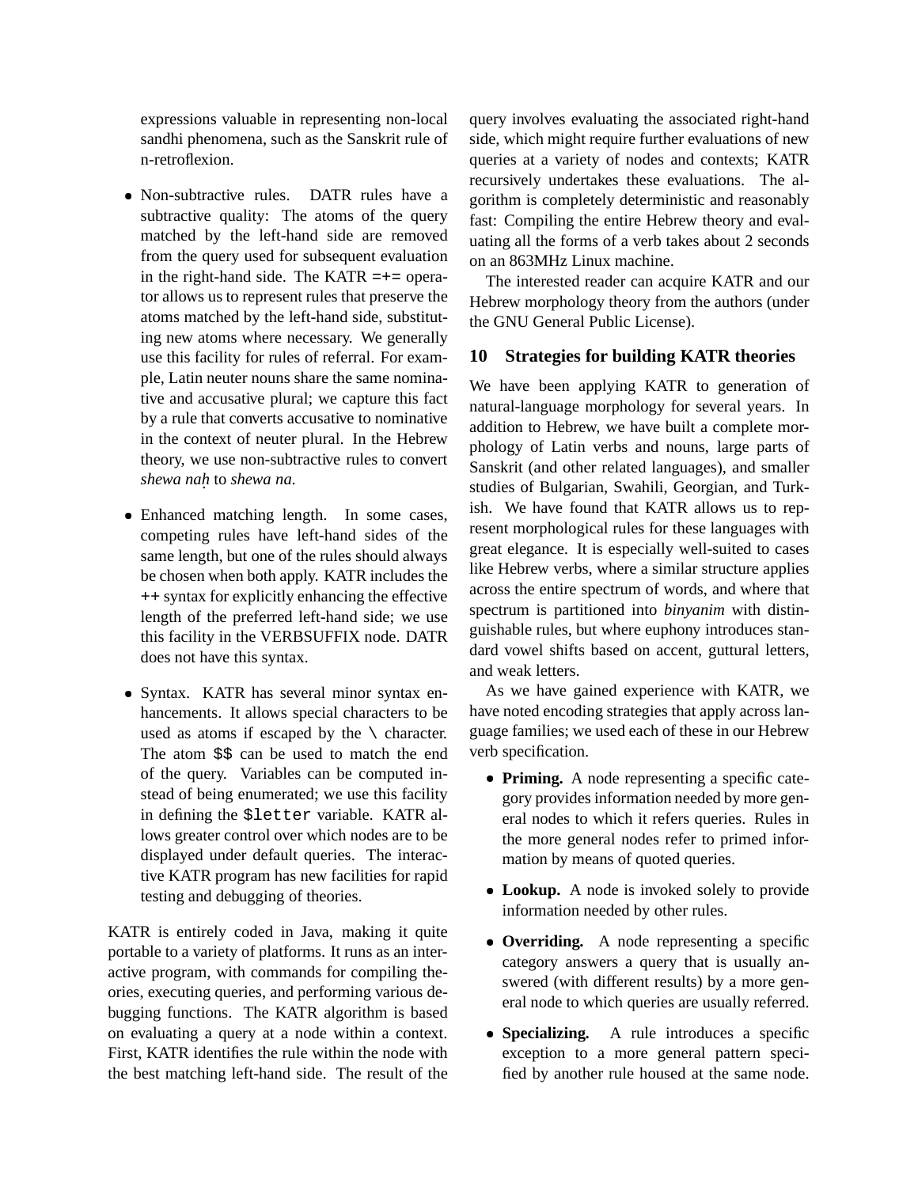expressions valuable in representing non-local sandhi phenomena, such as the Sanskrit rule of n-retroflexion.

- Non-subtractive rules. DATR rules have a subtractive quality: The atoms of the query matched by the left-hand side are removed from the query used for subsequent evaluation in the right-hand side. The KATR `=+=` operator allows us to represent rules that preserve the atoms matched by the left-hand side, substituting new atoms where necessary. We generally use this facility for rules of referral. For example, Latin neuter nouns share the same nominative and accusative plural; we capture this fact by a rule that converts accusative to nominative in the context of neuter plural. In the Hebrew theory, we use non-subtractive rules to convert *shewa naḥ* to *shewa na*.

- Enhanced matching length. In some cases, competing rules have left-hand sides of the same length, but one of the rules should always be chosen when both apply. KATR includes the `++` syntax for explicitly enhancing the effective length of the preferred left-hand side; we use this facility in the VERBSUFFIX node. DATR does not have this syntax.

- Syntax. KATR has several minor syntax enhancements. It allows special characters to be used as atoms if escaped by the `\` character. The atom `$$` can be used to match the end of the query. Variables can be computed instead of being enumerated; we use this facility in defining the `$letter` variable. KATR allows greater control over which nodes are to be displayed under default queries. The interactive KATR program has new facilities for rapid testing and debugging of theories.

KATR is entirely coded in Java, making it quite portable to a variety of platforms. It runs as an interactive program, with commands for compiling theories, executing queries, and performing various debugging functions. The KATR algorithm is based on evaluating a query at a node within a context. First, KATR identifies the rule within the node with the best matching left-hand side. The result of the query involves evaluating the associated right-hand side, which might require further evaluations of new queries at a variety of nodes and contexts; KATR recursively undertakes these evaluations. The algorithm is completely deterministic and reasonably fast: Compiling the entire Hebrew theory and evaluating all the forms of a verb takes about 2 seconds on an 863MHz Linux machine.

The interested reader can acquire KATR and our Hebrew morphology theory from the authors (under the GNU General Public License).

## 10 Strategies for building KATR theories

We have been applying KATR to generation of natural-language morphology for several years. In addition to Hebrew, we have built a complete morphology of Latin verbs and nouns, large parts of Sanskrit (and other related languages), and smaller studies of Bulgarian, Swahili, Georgian, and Turkish. We have found that KATR allows us to represent morphological rules for these languages with great elegance. It is especially well-suited to cases like Hebrew verbs, where a similar structure applies across the entire spectrum of words, and where that spectrum is partitioned into *binyanim* with distinguishable rules, but where euphony introduces standard vowel shifts based on accent, guttural letters, and weak letters.

As we have gained experience with KATR, we have noted encoding strategies that apply across language families; we used each of these in our Hebrew verb specification.

- **Priming.** A node representing a specific category provides information needed by more general nodes to which it refers queries. Rules in the more general nodes refer to primed information by means of quoted queries.

- **Lookup.** A node is invoked solely to provide information needed by other rules.

- **Overriding.** A node representing a specific category answers a query that is usually answered (with different results) by a more general node to which queries are usually referred.

- **Specializing.** A rule introduces a specific exception to a more general pattern specified by another rule housed at the same node.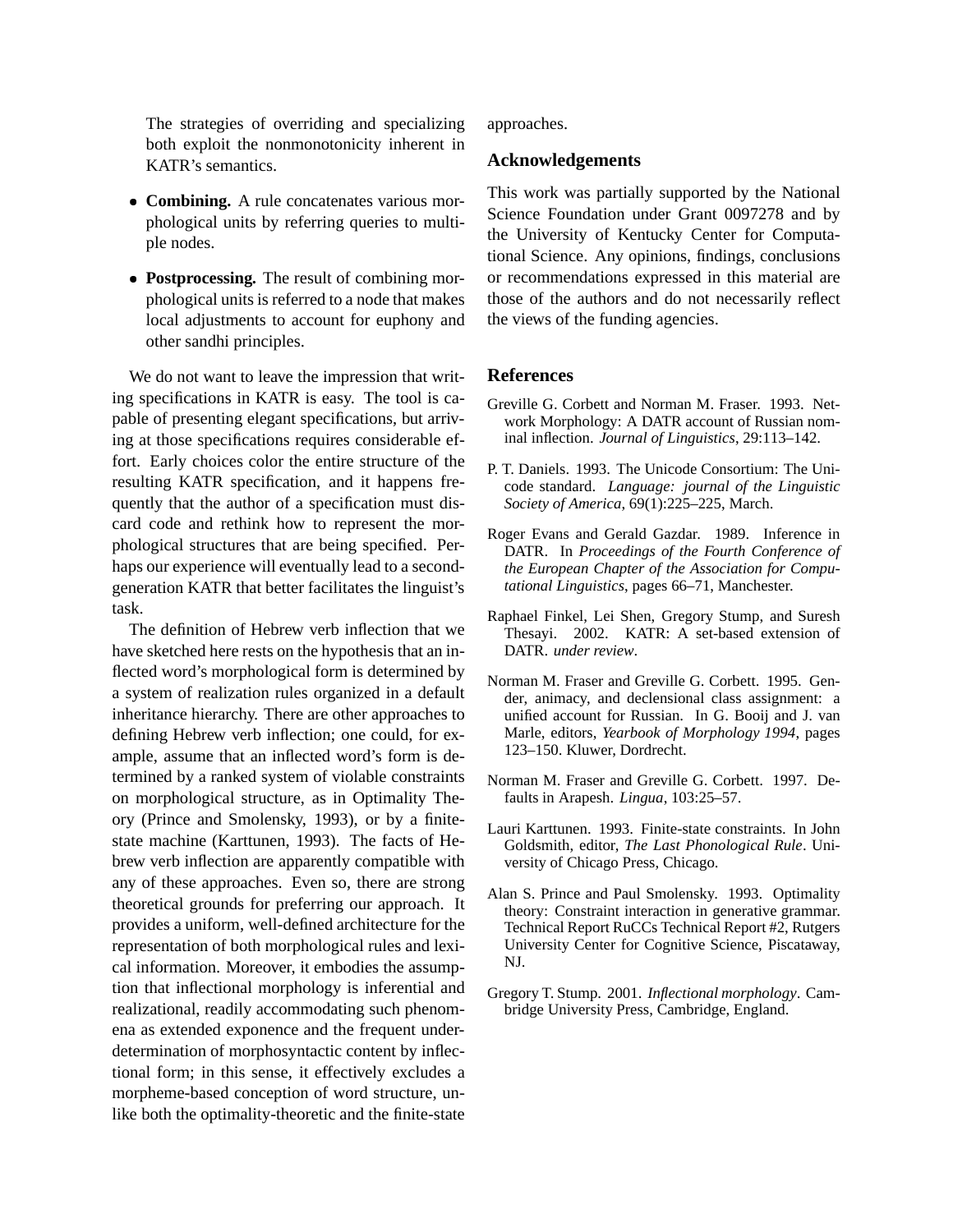The strategies of overriding and specializing both exploit the nonmonotonicity inherent in KATR's semantics.

- **Combining.** A rule concatenates various morphological units by referring queries to multiple nodes.
- **Postprocessing.** The result of combining morphological units is referred to a node that makes local adjustments to account for euphony and other sandhi principles.

We do not want to leave the impression that writing specifications in KATR is easy. The tool is capable of presenting elegant specifications, but arriving at those specifications requires considerable effort. Early choices color the entire structure of the resulting KATR specification, and it happens frequently that the author of a specification must discard code and rethink how to represent the morphological structures that are being specified. Perhaps our experience will eventually lead to a second-generation KATR that better facilitates the linguist's task.

The definition of Hebrew verb inflection that we have sketched here rests on the hypothesis that an inflected word's morphological form is determined by a system of realization rules organized in a default inheritance hierarchy. There are other approaches to defining Hebrew verb inflection; one could, for example, assume that an inflected word's form is determined by a ranked system of violable constraints on morphological structure, as in Optimality Theory (Prince and Smolensky, 1993), or by a finite-state machine (Karttunen, 1993). The facts of Hebrew verb inflection are apparently compatible with any of these approaches. Even so, there are strong theoretical grounds for preferring our approach. It provides a uniform, well-defined architecture for the representation of both morphological rules and lexical information. Moreover, it embodies the assumption that inflectional morphology is inferential and realizational, readily accommodating such phenomena as extended exponence and the frequent underdetermination of morphosyntactic content by inflectional form; in this sense, it effectively excludes a morpheme-based conception of word structure, unlike both the optimality-theoretic and the finite-state approaches.

## Acknowledgements

This work was partially supported by the National Science Foundation under Grant 0097278 and by the University of Kentucky Center for Computational Science. Any opinions, findings, conclusions or recommendations expressed in this material are those of the authors and do not necessarily reflect the views of the funding agencies.

## References

Greville G. Corbett and Norman M. Fraser. 1993. Network Morphology: A DATR account of Russian nominal inflection. *Journal of Linguistics*, 29:113–142.

P. T. Daniels. 1993. The Unicode Consortium: The Unicode standard. *Language: journal of the Linguistic Society of America*, 69(1):225–225, March.

Roger Evans and Gerald Gazdar. 1989. Inference in DATR. In *Proceedings of the Fourth Conference of the European Chapter of the Association for Computational Linguistics*, pages 66–71, Manchester.

Raphael Finkel, Lei Shen, Gregory Stump, and Suresh Thesayi. 2002. KATR: A set-based extension of DATR. *under review*.

Norman M. Fraser and Greville G. Corbett. 1995. Gender, animacy, and declensional class assignment: a unified account for Russian. In G. Booij and J. van Marle, editors, *Yearbook of Morphology 1994*, pages 123–150. Kluwer, Dordrecht.

Norman M. Fraser and Greville G. Corbett. 1997. Defaults in Arapesh. *Lingua*, 103:25–57.

Lauri Karttunen. 1993. Finite-state constraints. In John Goldsmith, editor, *The Last Phonological Rule*. University of Chicago Press, Chicago.

Alan S. Prince and Paul Smolensky. 1993. Optimality theory: Constraint interaction in generative grammar. Technical Report RuCCs Technical Report #2, Rutgers University Center for Cognitive Science, Piscataway, NJ.

Gregory T. Stump. 2001. *Inflectional morphology*. Cambridge University Press, Cambridge, England.